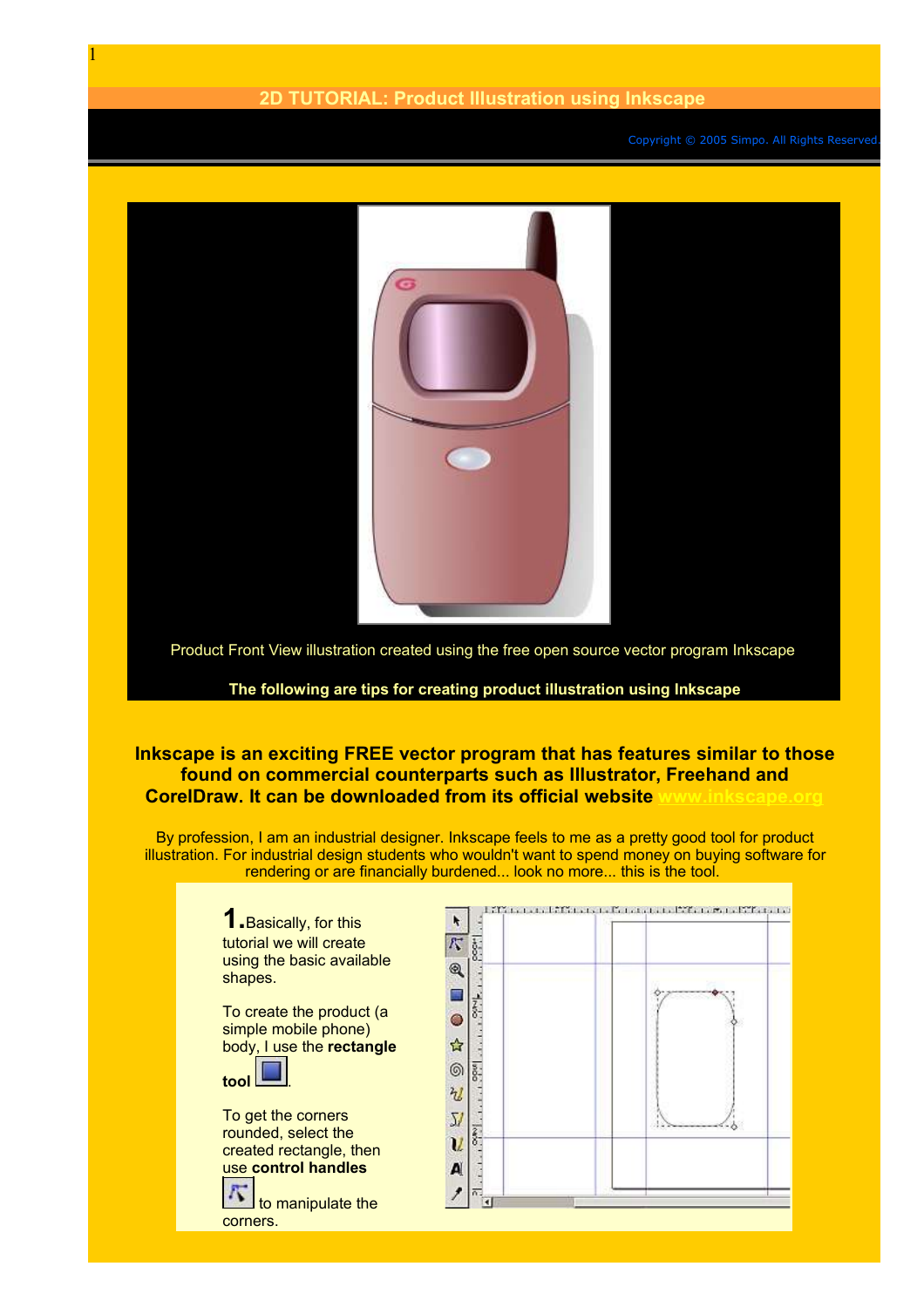# 2D TUTORIAL: Product Illustration using Inkscape

Copyright © 2005 Simpo. All Rights Reserved.

Product Front View illustration created using the free open source vector program Inkscape

**The following are tips for creating product illustration using Inkscape**

**Inkscape is an exciting FREE vector program that has features similar to those found on commercial counterparts such as Illustrator, Freehand and CorelDraw. It can be downloaded from its official website www.inkscape.org**

By profession, I am an industrial designer. Inkscape feels to me as a pretty good tool for product illustration. For industrial design students who wouldn't want to spend money on buying software for rendering or are financially burdened... look no more... this is the tool.

**1.** Basically, for this tutorial we will create using the basic available shapes.

To create the product (a simple mobile phone) body, I use the **rectangle tool**.

To get the corners rounded, select the created rectangle, then use **control handles** to manipulate the corners.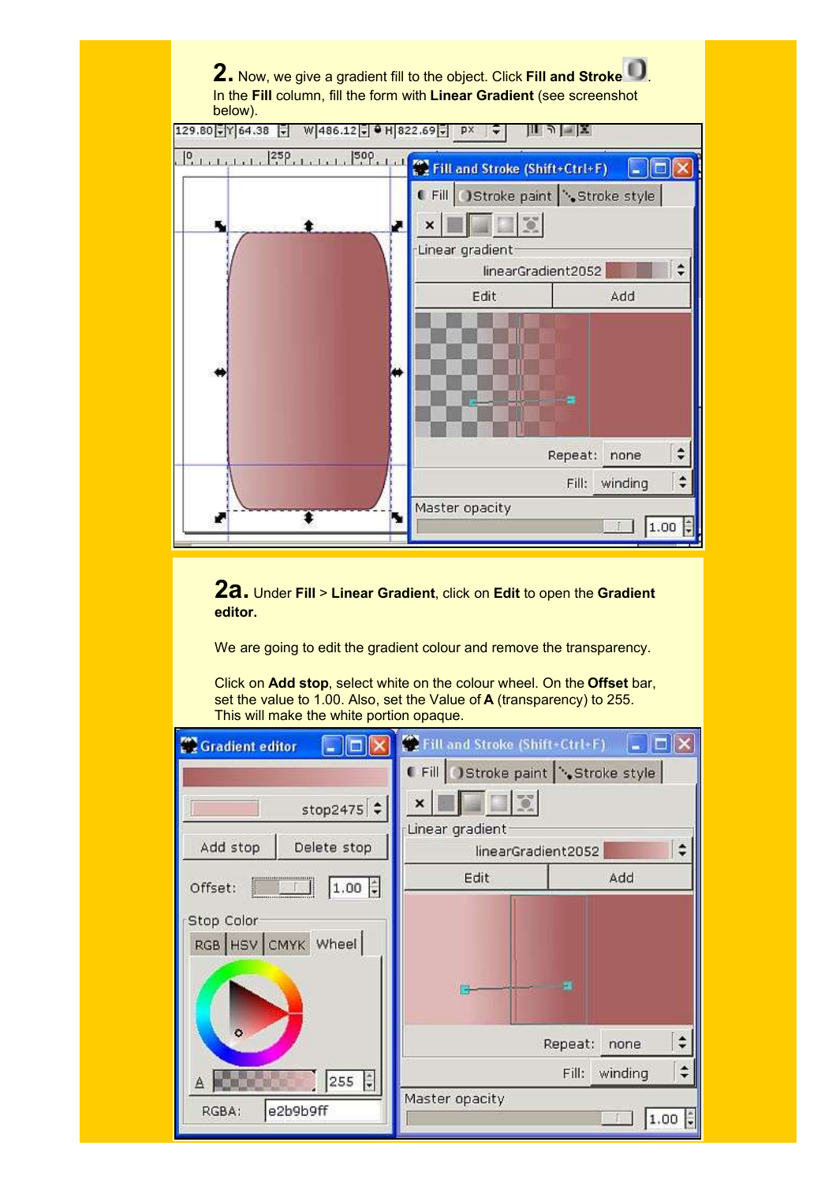**2.** Now, we give a gradient fill to the object. Click **Fill and Stroke** . In the **Fill** column, fill the form with **Linear Gradient** (see screenshot below).

**2a.** Under **Fill** > **Linear Gradient**, click on **Edit** to open the **Gradient editor.**

We are going to edit the gradient colour and remove the transparency.

Click on **Add stop**, select white on the colour wheel. On the **Offset** bar, set the value to 1.00. Also, set the Value of **A** (transparency) to 255. This will make the white portion opaque.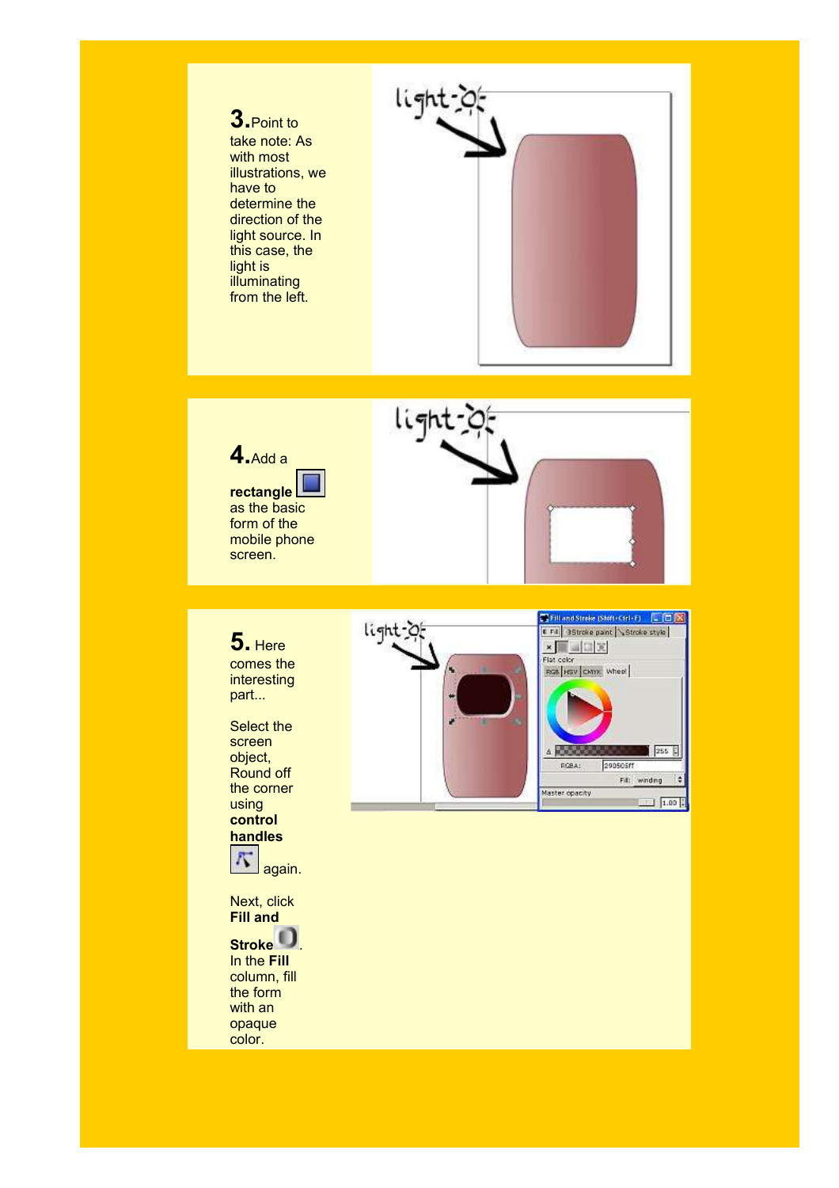**3.** Point to take note: As with most illustrations, we have to determine the direction of the light source. In this case, the light is illuminating from the left.

**4.** Add a **rectangle** as the basic form of the mobile phone screen.

**5.** Here comes the interesting part...

Select the screen object, Round off the corner using **control handles** again.

Next, click **Fill and Stroke**. In the **Fill** column, fill the form with an opaque color.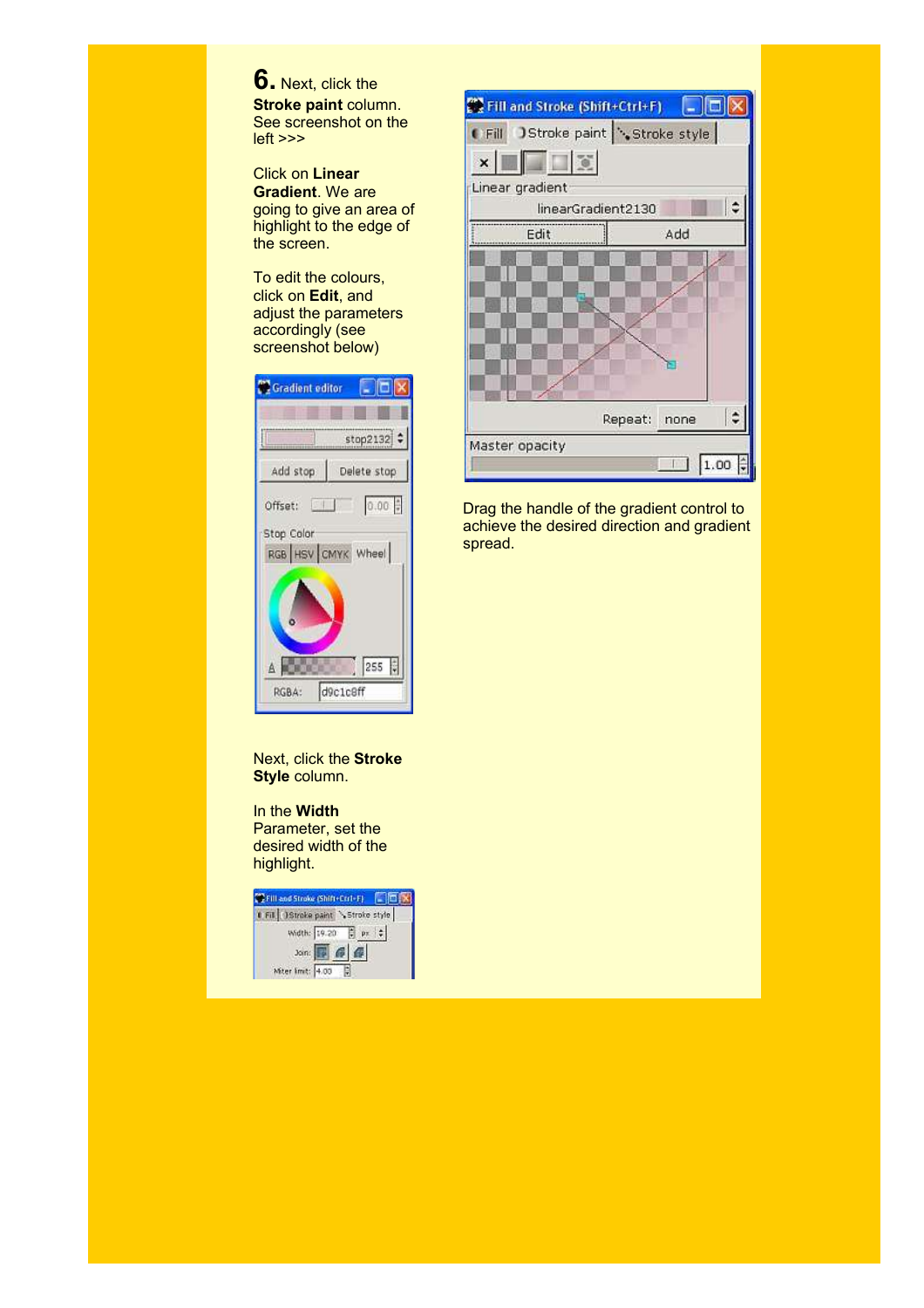**6.** Next, click the **Stroke paint** column. See screenshot on the left >>>

Click on **Linear Gradient**. We are going to give an area of highlight to the edge of the screen.

To edit the colours, click on **Edit**, and adjust the parameters accordingly (see screenshot below)

Next, click the **Stroke Style** column.

In the **Width** Parameter, set the desired width of the highlight.

Drag the handle of the gradient control to achieve the desired direction and gradient spread.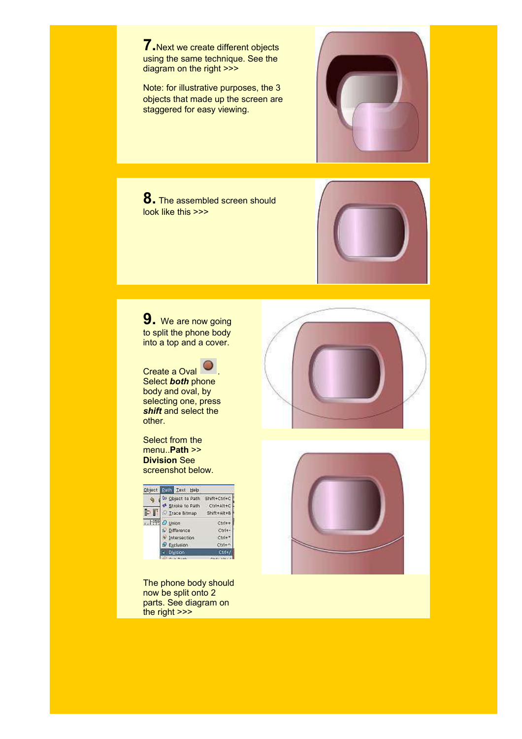**7.** Next we create different objects using the same technique. See the diagram on the right >>>

Note: for illustrative purposes, the 3 objects that made up the screen are staggered for easy viewing.

**8.** The assembled screen should look like this >>>

**9.** We are now going to split the phone body into a top and a cover.

Create a Oval .
Select ***both*** phone body and oval, by selecting one, press ***shift*** and select the other.

Select from the menu..**Path** >> **Division** See screenshot below.

The phone body should now be split onto 2 parts. See diagram on the right >>>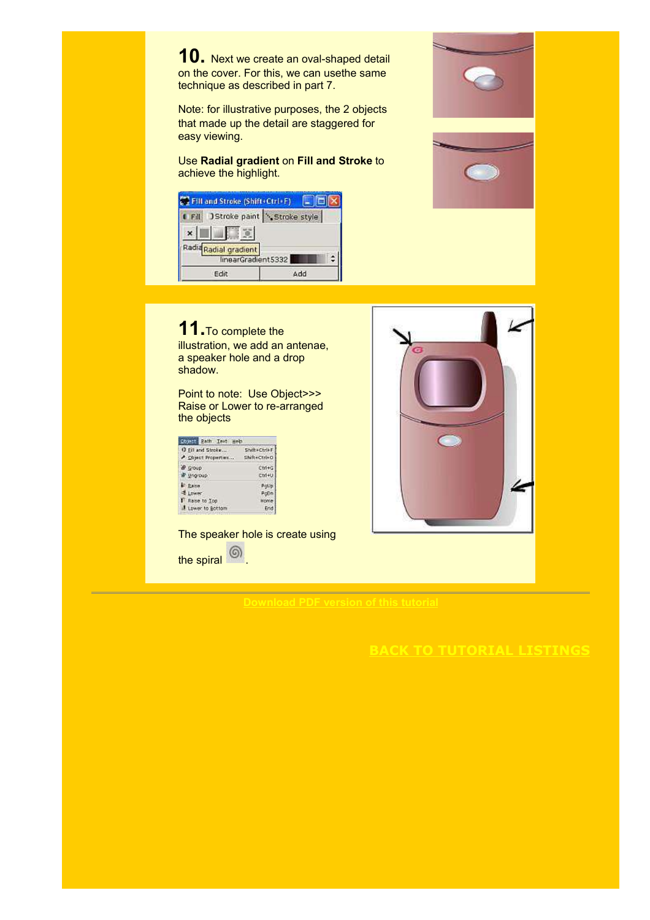**10.** Next we create an oval-shaped detail on the cover. For this, we can usethe same technique as described in part 7.

Note: for illustrative purposes, the 2 objects that made up the detail are staggered for easy viewing.

Use **Radial gradient** on **Fill and Stroke** to achieve the highlight.

**11.** To complete the illustration, we add an antenae, a speaker hole and a drop shadow.

Point to note: Use Object>>> Raise or Lower to re-arranged the objects

The speaker hole is create using the spiral .

Download PDF version of this tutorial

BACK TO TUTORIAL LISTINGS